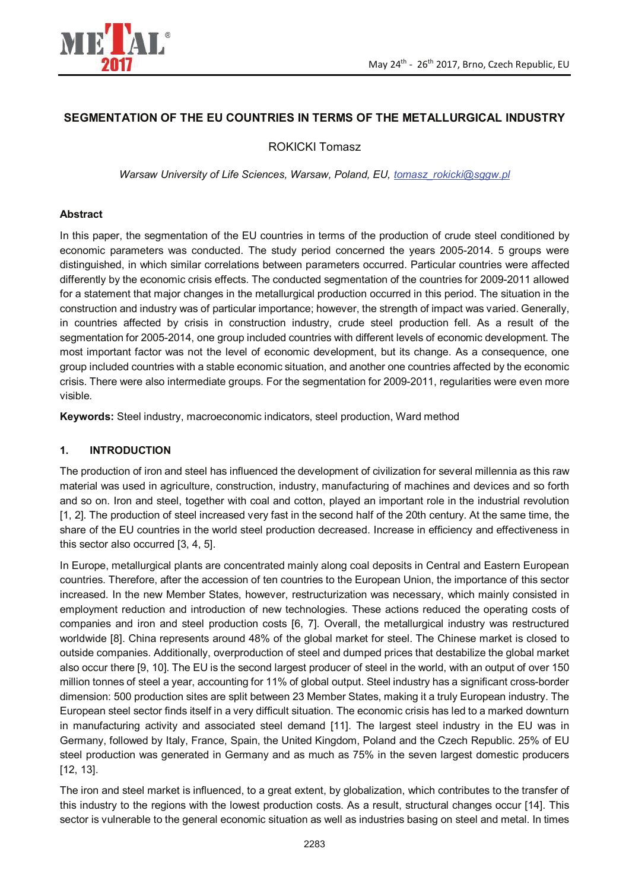# SEGMENTATION OF THE EU COUNTRIES IN TERMS OF THE METALLURGICAL INDUSTRY

ROKICKI Tomasz

*Warsaw University of Life Sciences, Warsaw, Poland, EU, tomasz_rokicki@sggw.pl*

## Abstract

In this paper, the segmentation of the EU countries in terms of the production of crude steel conditioned by economic parameters was conducted. The study period concerned the years 2005-2014. 5 groups were distinguished, in which similar correlations between parameters occurred. Particular countries were affected differently by the economic crisis effects. The conducted segmentation of the countries for 2009-2011 allowed for a statement that major changes in the metallurgical production occurred in this period. The situation in the construction and industry was of particular importance; however, the strength of impact was varied. Generally, in countries affected by crisis in construction industry, crude steel production fell. As a result of the segmentation for 2005-2014, one group included countries with different levels of economic development. The most important factor was not the level of economic development, but its change. As a consequence, one group included countries with a stable economic situation, and another one countries affected by the economic crisis. There were also intermediate groups. For the segmentation for 2009-2011, regularities were even more visible.

**Keywords:** Steel industry, macroeconomic indicators, steel production, Ward method

## 1. INTRODUCTION

The production of iron and steel has influenced the development of civilization for several millennia as this raw material was used in agriculture, construction, industry, manufacturing of machines and devices and so forth and so on. Iron and steel, together with coal and cotton, played an important role in the industrial revolution [1, 2]. The production of steel increased very fast in the second half of the 20th century. At the same time, the share of the EU countries in the world steel production decreased. Increase in efficiency and effectiveness in this sector also occurred [3, 4, 5].

In Europe, metallurgical plants are concentrated mainly along coal deposits in Central and Eastern European countries. Therefore, after the accession of ten countries to the European Union, the importance of this sector increased. In the new Member States, however, restructurization was necessary, which mainly consisted in employment reduction and introduction of new technologies. These actions reduced the operating costs of companies and iron and steel production costs [6, 7]. Overall, the metallurgical industry was restructured worldwide [8]. China represents around 48% of the global market for steel. The Chinese market is closed to outside companies. Additionally, overproduction of steel and dumped prices that destabilize the global market also occur there [9, 10]. The EU is the second largest producer of steel in the world, with an output of over 150 million tonnes of steel a year, accounting for 11% of global output. Steel industry has a significant cross-border dimension: 500 production sites are split between 23 Member States, making it a truly European industry. The European steel sector finds itself in a very difficult situation. The economic crisis has led to a marked downturn in manufacturing activity and associated steel demand [11]. The largest steel industry in the EU was in Germany, followed by Italy, France, Spain, the United Kingdom, Poland and the Czech Republic. 25% of EU steel production was generated in Germany and as much as 75% in the seven largest domestic producers [12, 13].

The iron and steel market is influenced, to a great extent, by globalization, which contributes to the transfer of this industry to the regions with the lowest production costs. As a result, structural changes occur [14]. This sector is vulnerable to the general economic situation as well as industries basing on steel and metal. In times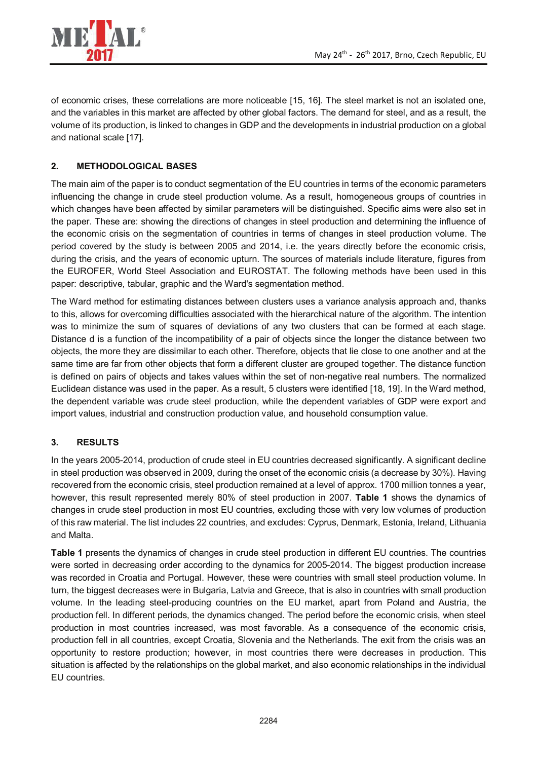of economic crises, these correlations are more noticeable [15, 16]. The steel market is not an isolated one, and the variables in this market are affected by other global factors. The demand for steel, and as a result, the volume of its production, is linked to changes in GDP and the developments in industrial production on a global and national scale [17].

## 2. METHODOLOGICAL BASES

The main aim of the paper is to conduct segmentation of the EU countries in terms of the economic parameters influencing the change in crude steel production volume. As a result, homogeneous groups of countries in which changes have been affected by similar parameters will be distinguished. Specific aims were also set in the paper. These are: showing the directions of changes in steel production and determining the influence of the economic crisis on the segmentation of countries in terms of changes in steel production volume. The period covered by the study is between 2005 and 2014, i.e. the years directly before the economic crisis, during the crisis, and the years of economic upturn. The sources of materials include literature, figures from the EUROFER, World Steel Association and EUROSTAT. The following methods have been used in this paper: descriptive, tabular, graphic and the Ward's segmentation method.

The Ward method for estimating distances between clusters uses a variance analysis approach and, thanks to this, allows for overcoming difficulties associated with the hierarchical nature of the algorithm. The intention was to minimize the sum of squares of deviations of any two clusters that can be formed at each stage. Distance d is a function of the incompatibility of a pair of objects since the longer the distance between two objects, the more they are dissimilar to each other. Therefore, objects that lie close to one another and at the same time are far from other objects that form a different cluster are grouped together. The distance function is defined on pairs of objects and takes values within the set of non-negative real numbers. The normalized Euclidean distance was used in the paper. As a result, 5 clusters were identified [18, 19]. In the Ward method, the dependent variable was crude steel production, while the dependent variables of GDP were export and import values, industrial and construction production value, and household consumption value.

## 3. RESULTS

In the years 2005-2014, production of crude steel in EU countries decreased significantly. A significant decline in steel production was observed in 2009, during the onset of the economic crisis (a decrease by 30%). Having recovered from the economic crisis, steel production remained at a level of approx. 1700 million tonnes a year, however, this result represented merely 80% of steel production in 2007. **Table 1** shows the dynamics of changes in crude steel production in most EU countries, excluding those with very low volumes of production of this raw material. The list includes 22 countries, and excludes: Cyprus, Denmark, Estonia, Ireland, Lithuania and Malta.

**Table 1** presents the dynamics of changes in crude steel production in different EU countries. The countries were sorted in decreasing order according to the dynamics for 2005-2014. The biggest production increase was recorded in Croatia and Portugal. However, these were countries with small steel production volume. In turn, the biggest decreases were in Bulgaria, Latvia and Greece, that is also in countries with small production volume. In the leading steel-producing countries on the EU market, apart from Poland and Austria, the production fell. In different periods, the dynamics changed. The period before the economic crisis, when steel production in most countries increased, was most favorable. As a consequence of the economic crisis, production fell in all countries, except Croatia, Slovenia and the Netherlands. The exit from the crisis was an opportunity to restore production; however, in most countries there were decreases in production. This situation is affected by the relationships on the global market, and also economic relationships in the individual EU countries.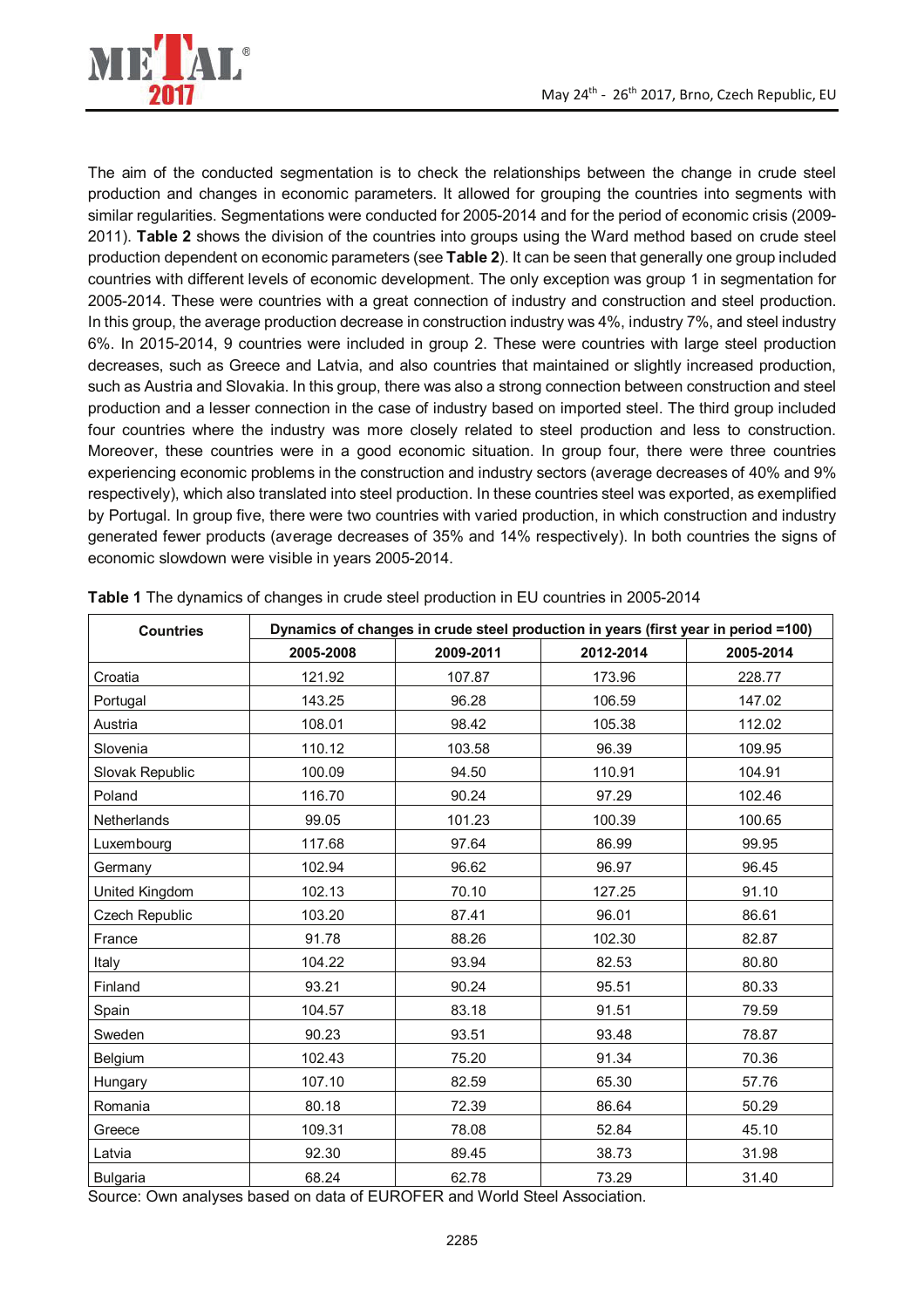The aim of the conducted segmentation is to check the relationships between the change in crude steel production and changes in economic parameters. It allowed for grouping the countries into segments with similar regularities. Segmentations were conducted for 2005-2014 and for the period of economic crisis (2009-2011). **Table 2** shows the division of the countries into groups using the Ward method based on crude steel production dependent on economic parameters (see **Table 2**). It can be seen that generally one group included countries with different levels of economic development. The only exception was group 1 in segmentation for 2005-2014. These were countries with a great connection of industry and construction and steel production. In this group, the average production decrease in construction industry was 4%, industry 7%, and steel industry 6%. In 2015-2014, 9 countries were included in group 2. These were countries with large steel production decreases, such as Greece and Latvia, and also countries that maintained or slightly increased production, such as Austria and Slovakia. In this group, there was also a strong connection between construction and steel production and a lesser connection in the case of industry based on imported steel. The third group included four countries where the industry was more closely related to steel production and less to construction. Moreover, these countries were in a good economic situation. In group four, there were three countries experiencing economic problems in the construction and industry sectors (average decreases of 40% and 9% respectively), which also translated into steel production. In these countries steel was exported, as exemplified by Portugal. In group five, there were two countries with varied production, in which construction and industry generated fewer products (average decreases of 35% and 14% respectively). In both countries the signs of economic slowdown were visible in years 2005-2014.

**Table 1** The dynamics of changes in crude steel production in EU countries in 2005-2014

| Countries | Dynamics of changes in crude steel production in years (first year in period =100) | | | |
|---|---|---|---|---|
| | 2005-2008 | 2009-2011 | 2012-2014 | 2005-2014 |
| Croatia | 121.92 | 107.87 | 173.96 | 228.77 |
| Portugal | 143.25 | 96.28 | 106.59 | 147.02 |
| Austria | 108.01 | 98.42 | 105.38 | 112.02 |
| Slovenia | 110.12 | 103.58 | 96.39 | 109.95 |
| Slovak Republic | 100.09 | 94.50 | 110.91 | 104.91 |
| Poland | 116.70 | 90.24 | 97.29 | 102.46 |
| Netherlands | 99.05 | 101.23 | 100.39 | 100.65 |
| Luxembourg | 117.68 | 97.64 | 86.99 | 99.95 |
| Germany | 102.94 | 96.62 | 96.97 | 96.45 |
| United Kingdom | 102.13 | 70.10 | 127.25 | 91.10 |
| Czech Republic | 103.20 | 87.41 | 96.01 | 86.61 |
| France | 91.78 | 88.26 | 102.30 | 82.87 |
| Italy | 104.22 | 93.94 | 82.53 | 80.80 |
| Finland | 93.21 | 90.24 | 95.51 | 80.33 |
| Spain | 104.57 | 83.18 | 91.51 | 79.59 |
| Sweden | 90.23 | 93.51 | 93.48 | 78.87 |
| Belgium | 102.43 | 75.20 | 91.34 | 70.36 |
| Hungary | 107.10 | 82.59 | 65.30 | 57.76 |
| Romania | 80.18 | 72.39 | 86.64 | 50.29 |
| Greece | 109.31 | 78.08 | 52.84 | 45.10 |
| Latvia | 92.30 | 89.45 | 38.73 | 31.98 |
| Bulgaria | 68.24 | 62.78 | 73.29 | 31.40 |

Source: Own analyses based on data of EUROFER and World Steel Association.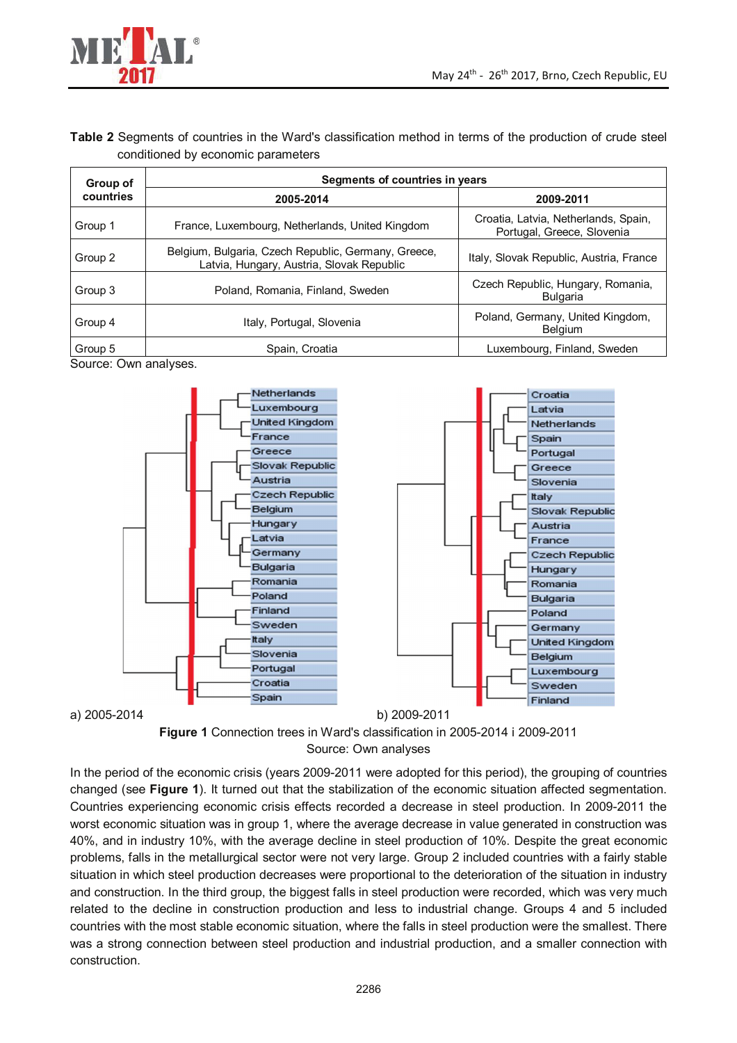**Table 2** Segments of countries in the Ward's classification method in terms of the production of crude steel conditioned by economic parameters

| Group of countries | Segments of countries in years | |
|---|---|---|
| | 2005-2014 | 2009-2011 |
| Group 1 | France, Luxembourg, Netherlands, United Kingdom | Croatia, Latvia, Netherlands, Spain, Portugal, Greece, Slovenia |
| Group 2 | Belgium, Bulgaria, Czech Republic, Germany, Greece, Latvia, Hungary, Austria, Slovak Republic | Italy, Slovak Republic, Austria, France |
| Group 3 | Poland, Romania, Finland, Sweden | Czech Republic, Hungary, Romania, Bulgaria |
| Group 4 | Italy, Portugal, Slovenia | Poland, Germany, United Kingdom, Belgium |
| Group 5 | Spain, Croatia | Luxembourg, Finland, Sweden |

Source: Own analyses.

a) 2005-2014

b) 2009-2011

**Figure 1** Connection trees in Ward's classification in 2005-2014 i 2009-2011

Source: Own analyses

In the period of the economic crisis (years 2009-2011 were adopted for this period), the grouping of countries changed (see **Figure 1**). It turned out that the stabilization of the economic situation affected segmentation. Countries experiencing economic crisis effects recorded a decrease in steel production. In 2009-2011 the worst economic situation was in group 1, where the average decrease in value generated in construction was 40%, and in industry 10%, with the average decline in steel production of 10%. Despite the great economic problems, falls in the metallurgical sector were not very large. Group 2 included countries with a fairly stable situation in which steel production decreases were proportional to the deterioration of the situation in industry and construction. In the third group, the biggest falls in steel production were recorded, which was very much related to the decline in construction production and less to industrial change. Groups 4 and 5 included countries with the most stable economic situation, where the falls in steel production were the smallest. There was a strong connection between steel production and industrial production, and a smaller connection with construction.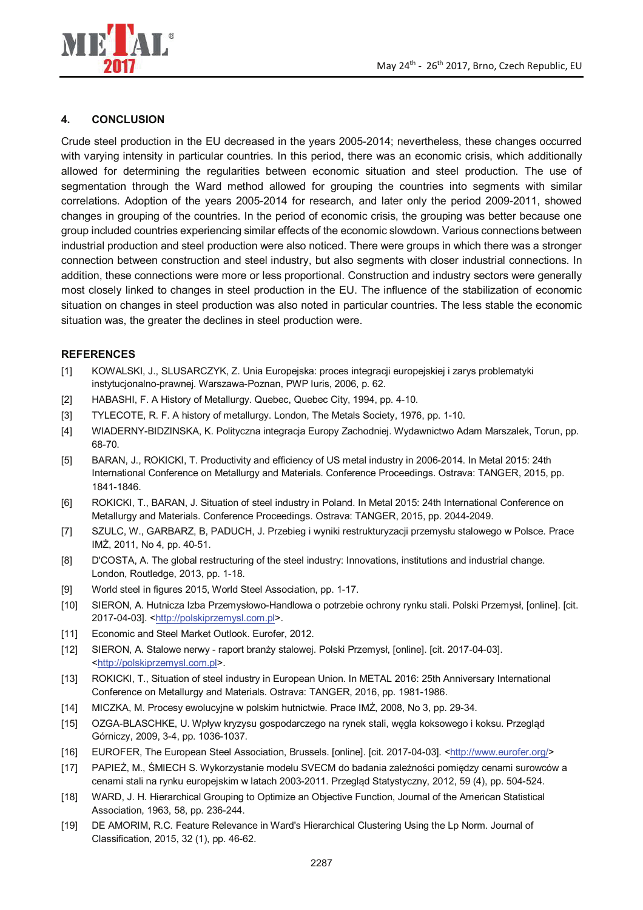## 4. CONCLUSION

Crude steel production in the EU decreased in the years 2005-2014; nevertheless, these changes occurred with varying intensity in particular countries. In this period, there was an economic crisis, which additionally allowed for determining the regularities between economic situation and steel production. The use of segmentation through the Ward method allowed for grouping the countries into segments with similar correlations. Adoption of the years 2005-2014 for research, and later only the period 2009-2011, showed changes in grouping of the countries. In the period of economic crisis, the grouping was better because one group included countries experiencing similar effects of the economic slowdown. Various connections between industrial production and steel production were also noticed. There were groups in which there was a stronger connection between construction and steel industry, but also segments with closer industrial connections. In addition, these connections were more or less proportional. Construction and industry sectors were generally most closely linked to changes in steel production in the EU. The influence of the stabilization of economic situation on changes in steel production was also noted in particular countries. The less stable the economic situation was, the greater the declines in steel production were.

## REFERENCES

[1] KOWALSKI, J., SLUSARCZYK, Z. Unia Europejska: proces integracji europejskiej i zarys problematyki instytucjonalno-prawnej. Warszawa-Poznan, PWP Iuris, 2006, p. 62.

[2] HABASHI, F. A History of Metallurgy. Quebec, Quebec City, 1994, pp. 4-10.

[3] TYLECOTE, R. F. A history of metallurgy. London, The Metals Society, 1976, pp. 1-10.

[4] WIADERNY-BIDZINSKA, K. Polityczna integracja Europy Zachodniej. Wydawnictwo Adam Marszalek, Torun, pp. 68-70.

[5] BARAN, J., ROKICKI, T. Productivity and efficiency of US metal industry in 2006-2014. In Metal 2015: 24th International Conference on Metallurgy and Materials. Conference Proceedings. Ostrava: TANGER, 2015, pp. 1841-1846.

[6] ROKICKI, T., BARAN, J. Situation of steel industry in Poland. In Metal 2015: 24th International Conference on Metallurgy and Materials. Conference Proceedings. Ostrava: TANGER, 2015, pp. 2044-2049.

[7] SZULC, W., GARBARZ, B, PADUCH, J. Przebieg i wyniki restrukturyzacji przemysłu stalowego w Polsce. Prace IMŻ, 2011, No 4, pp. 40-51.

[8] D'COSTA, A. The global restructuring of the steel industry: Innovations, institutions and industrial change. London, Routledge, 2013, pp. 1-18.

[9] World steel in figures 2015, World Steel Association, pp. 1-17.

[10] SIERON, A. Hutnicza Izba Przemysłowo-Handlowa o potrzebie ochrony rynku stali. Polski Przemysł, [online]. [cit. 2017-04-03]. <http://polskiprzemysl.com.pl>.

[11] Economic and Steel Market Outlook. Eurofer, 2012.

[12] SIERON, A. Stalowe nerwy - raport branży stalowej. Polski Przemysł, [online]. [cit. 2017-04-03]. <http://polskiprzemysl.com.pl>.

[13] ROKICKI, T., Situation of steel industry in European Union. In METAL 2016: 25th Anniversary International Conference on Metallurgy and Materials. Ostrava: TANGER, 2016, pp. 1981-1986.

[14] MICZKA, M. Procesy ewolucyjne w polskim hutnictwie. Prace IMŻ, 2008, No 3, pp. 29-34.

[15] OZGA-BLASCHKE, U. Wpływ kryzysu gospodarczego na rynek stali, węgla koksowego i koksu. Przegląd Górniczy, 2009, 3-4, pp. 1036-1037.

[16] EUROFER, The European Steel Association, Brussels. [online]. [cit. 2017-04-03]. <http://www.eurofer.org/>

[17] PAPIEŻ, M., ŚMIECH S. Wykorzystanie modelu SVECM do badania zależności pomiędzy cenami surowców a cenami stali na rynku europejskim w latach 2003-2011. Przegląd Statystyczny, 2012, 59 (4), pp. 504-524.

[18] WARD, J. H. Hierarchical Grouping to Optimize an Objective Function, Journal of the American Statistical Association, 1963, 58, pp. 236-244.

[19] DE AMORIM, R.C. Feature Relevance in Ward's Hierarchical Clustering Using the Lp Norm. Journal of Classification, 2015, 32 (1), pp. 46-62.